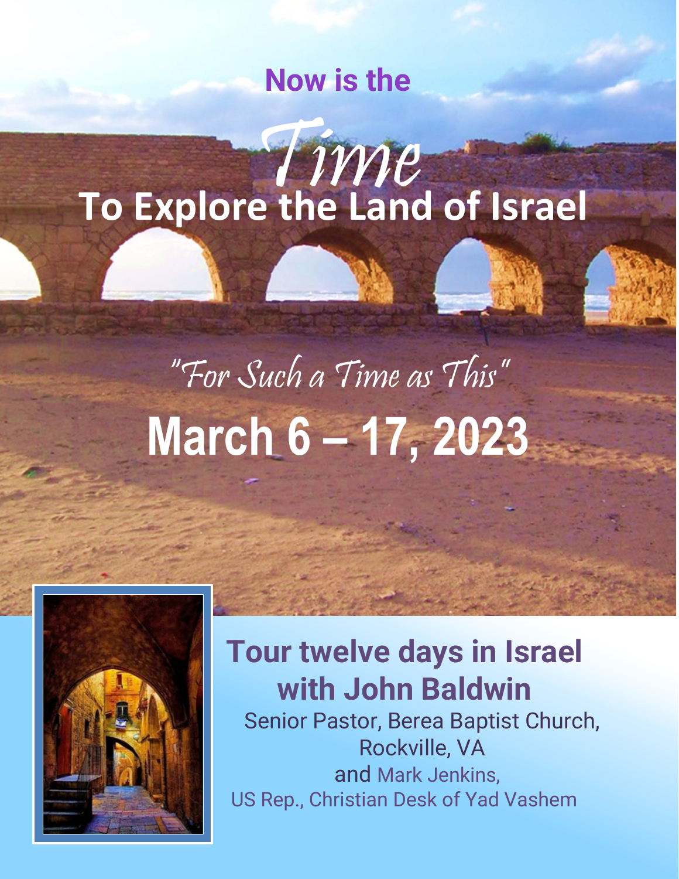# Now is the *Time* To Explore the Land of Israel

*"For Such a Time as This"*

## March 6 – 17, 2023

### Tour twelve days in Israel with John Baldwin

Senior Pastor, Berea Baptist Church, Rockville, VA

and Mark Jenkins,

US Rep., Christian Desk of Yad Vashem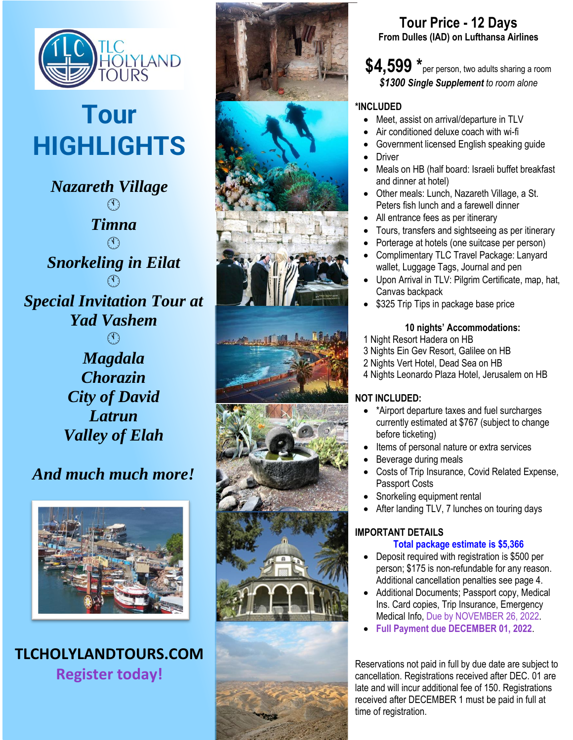TLC HOLYLAND TOURS

# Tour HIGHLIGHTS

*Nazareth Village*

*Timna*

*Snorkeling in Eilat*

*Special Invitation Tour at Yad Vashem*

*Magdala*
*Chorazin*
*City of David*
*Latrun*
*Valley of Elah*

*And much much more!*

**TLCHOLYLANDTOURS.COM**

**Register today!**

## Tour Price - 12 Days

**From Dulles (IAD) on Lufthansa Airlines**

**$4,599 *** per person, two adults sharing a room

***$1300 Single Supplement** to room alone*

**\*INCLUDED**

- Meet, assist on arrival/departure in TLV
- Air conditioned deluxe coach with wi-fi
- Government licensed English speaking guide
- Driver
- Meals on HB (half board: Israeli buffet breakfast and dinner at hotel)
- Other meals: Lunch, Nazareth Village, a St. Peters fish lunch and a farewell dinner
- All entrance fees as per itinerary
- Tours, transfers and sightseeing as per itinerary
- Porterage at hotels (one suitcase per person)
- Complimentary TLC Travel Package: Lanyard wallet, Luggage Tags, Journal and pen
- Upon Arrival in TLV: Pilgrim Certificate, map, hat, Canvas backpack
- $325 Trip Tips in package base price

**10 nights' Accommodations:**

1 Night Resort Hadera on HB
3 Nights Ein Gev Resort, Galilee on HB
2 Nights Vert Hotel, Dead Sea on HB
4 Nights Leonardo Plaza Hotel, Jerusalem on HB

**NOT INCLUDED:**

- *Airport departure taxes and fuel surcharges currently estimated at $767 (subject to change before ticketing)
- Items of personal nature or extra services
- Beverage during meals
- Costs of Trip Insurance, Covid Related Expense, Passport Costs
- Snorkeling equipment rental
- After landing TLV, 7 lunches on touring days

**IMPORTANT DETAILS**

**Total package estimate is $5,366**

- Deposit required with registration is $500 per person; $175 is non-refundable for any reason. Additional cancellation penalties see page 4.
- Additional Documents; Passport copy, Medical Ins. Card copies, Trip Insurance, Emergency Medical Info, Due by NOVEMBER 26, 2022.
- **Full Payment due DECEMBER 01, 2022**.

Reservations not paid in full by due date are subject to cancellation. Registrations received after DEC. 01 are late and will incur additional fee of 150. Registrations received after DECEMBER 1 must be paid in full at time of registration.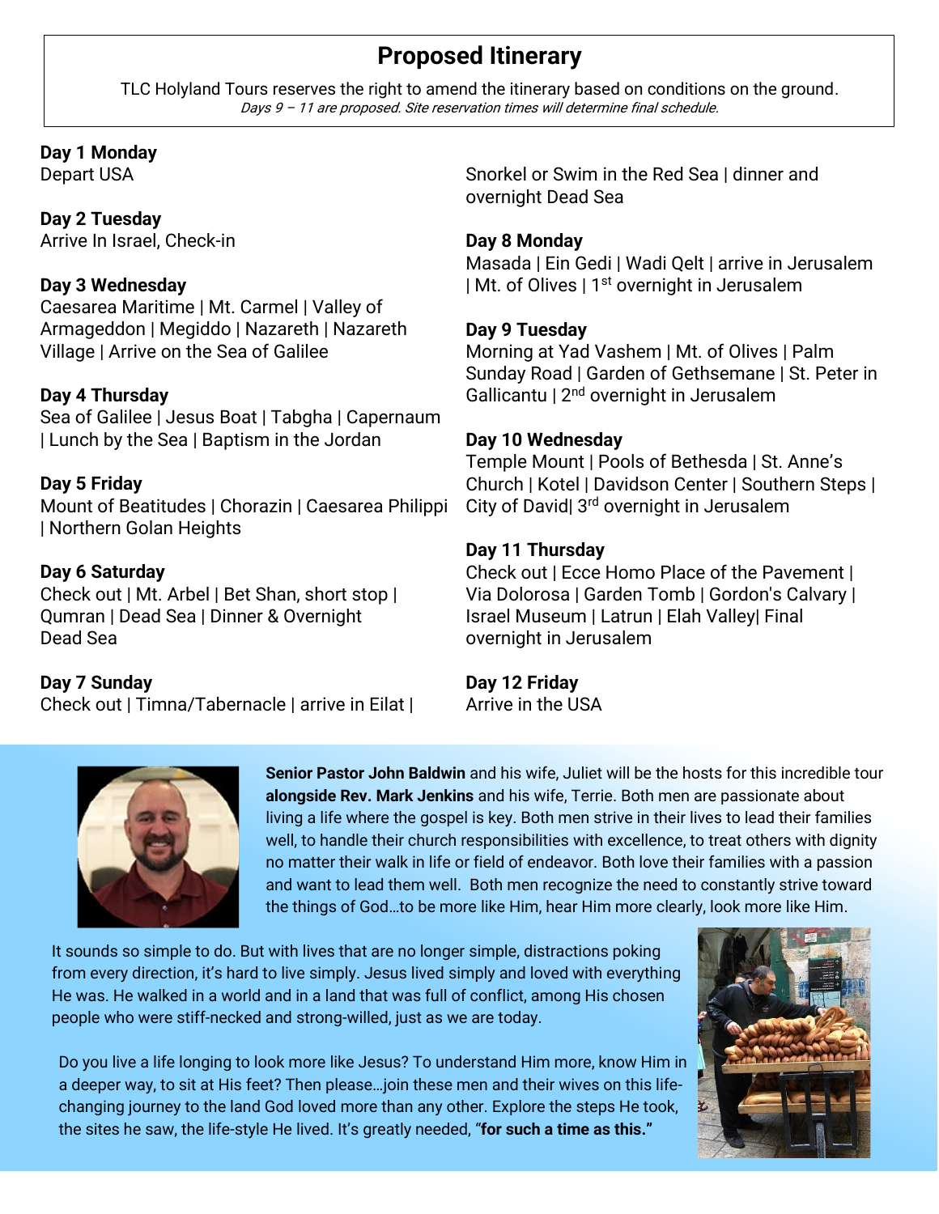# Proposed Itinerary

TLC Holyland Tours reserves the right to amend the itinerary based on conditions on the ground.

*Days 9 – 11 are proposed. Site reservation times will determine final schedule.*

**Day 1 Monday**
Depart USA

**Day 2 Tuesday**
Arrive In Israel, Check-in

**Day 3 Wednesday**
Caesarea Maritime | Mt. Carmel | Valley of Armageddon | Megiddo | Nazareth | Nazareth Village | Arrive on the Sea of Galilee

**Day 4 Thursday**
Sea of Galilee | Jesus Boat | Tabgha | Capernaum | Lunch by the Sea | Baptism in the Jordan

**Day 5 Friday**
Mount of Beatitudes | Chorazin | Caesarea Philippi | Northern Golan Heights

**Day 6 Saturday**
Check out | Mt. Arbel | Bet Shan, short stop | Qumran | Dead Sea | Dinner & Overnight Dead Sea

**Day 7 Sunday**
Check out | Timna/Tabernacle | arrive in Eilat | Snorkel or Swim in the Red Sea | dinner and overnight Dead Sea

**Day 8 Monday**
Masada | Ein Gedi | Wadi Qelt | arrive in Jerusalem | Mt. of Olives | 1st overnight in Jerusalem

**Day 9 Tuesday**
Morning at Yad Vashem | Mt. of Olives | Palm Sunday Road | Garden of Gethsemane | St. Peter in Gallicantu | 2nd overnight in Jerusalem

**Day 10 Wednesday**
Temple Mount | Pools of Bethesda | St. Anne's Church | Kotel | Davidson Center | Southern Steps | City of David| 3rd overnight in Jerusalem

**Day 11 Thursday**
Check out | Ecce Homo Place of the Pavement | Via Dolorosa | Garden Tomb | Gordon's Calvary | Israel Museum | Latrun | Elah Valley| Final overnight in Jerusalem

**Day 12 Friday**
Arrive in the USA

**Senior Pastor John Baldwin** and his wife, Juliet will be the hosts for this incredible tour **alongside Rev. Mark Jenkins** and his wife, Terrie. Both men are passionate about living a life where the gospel is key. Both men strive in their lives to lead their families well, to handle their church responsibilities with excellence, to treat others with dignity no matter their walk in life or field of endeavor. Both love their families with a passion and want to lead them well. Both men recognize the need to constantly strive toward the things of God…to be more like Him, hear Him more clearly, look more like Him.

It sounds so simple to do. But with lives that are no longer simple, distractions poking from every direction, it's hard to live simply. Jesus lived simply and loved with everything He was. He walked in a world and in a land that was full of conflict, among His chosen people who were stiff-necked and strong-willed, just as we are today.

Do you live a life longing to look more like Jesus? To understand Him more, know Him in a deeper way, to sit at His feet? Then please…join these men and their wives on this life-changing journey to the land God loved more than any other. Explore the steps He took, the sites he saw, the life-style He lived. It's greatly needed, "**for such a time as this.**"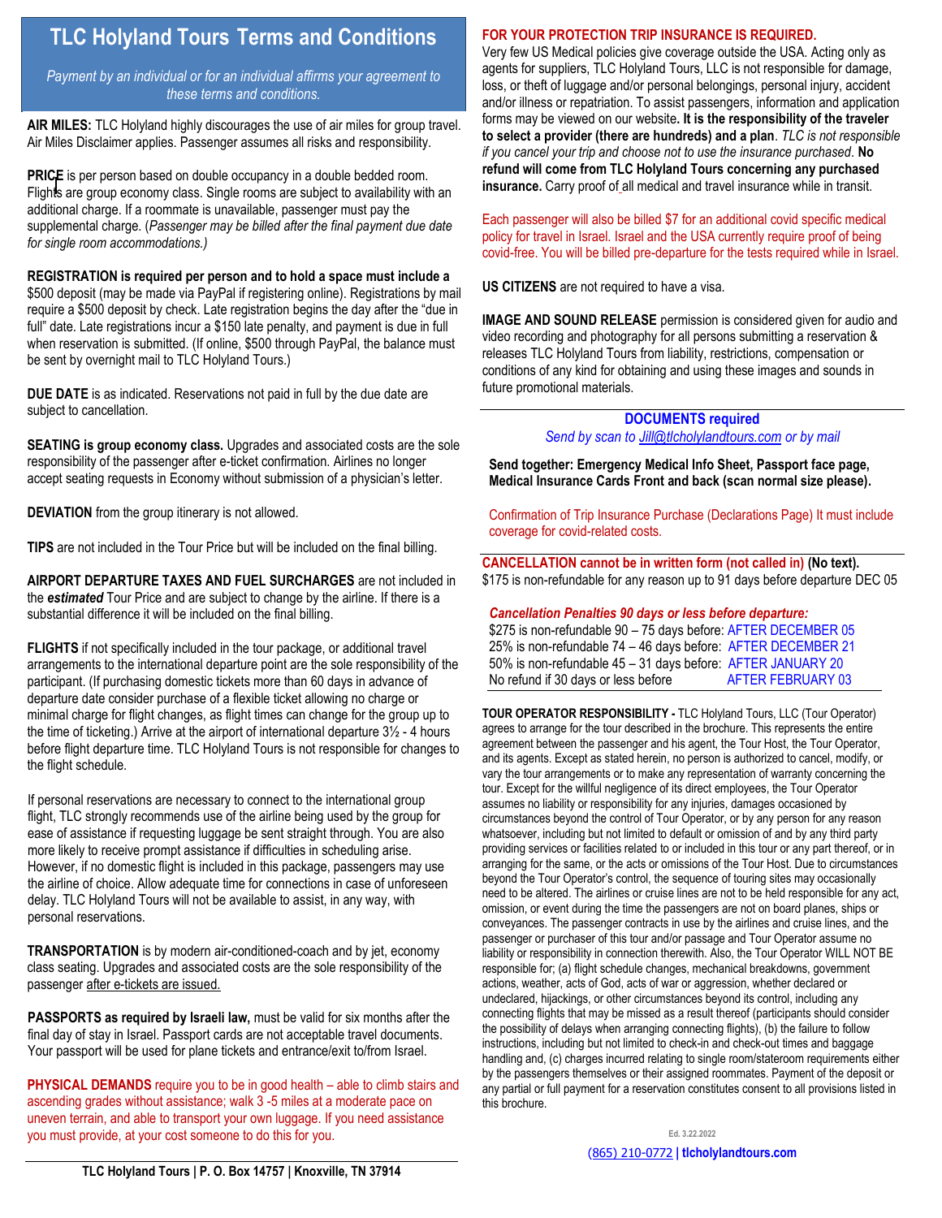# TLC Holyland Tours Terms and Conditions

*Payment by an individual or for an individual affirms your agreement to these terms and conditions.*

**AIR MILES:** TLC Holyland highly discourages the use of air miles for group travel. Air Miles Disclaimer applies. Passenger assumes all risks and responsibility.

**PRICE** is per person based on double occupancy in a double bedded room. Flights are group economy class. Single rooms are subject to availability with an additional charge. If a roommate is unavailable, passenger must pay the supplemental charge. (*Passenger may be billed after the final payment due date for single room accommodations.)*

**REGISTRATION is required per person and to hold a space must include a** $500 deposit (may be made via PayPal if registering online). Registrations by mail require a $500 deposit by check. Late registration begins the day after the "due in full" date. Late registrations incur a $150 late penalty, and payment is due in full when reservation is submitted. (If online, $500 through PayPal, the balance must be sent by overnight mail to TLC Holyland Tours.)

**DUE DATE** is as indicated. Reservations not paid in full by the due date are subject to cancellation.

**SEATING is group economy class.** Upgrades and associated costs are the sole responsibility of the passenger after e-ticket confirmation. Airlines no longer accept seating requests in Economy without submission of a physician's letter.

**DEVIATION** from the group itinerary is not allowed.

**TIPS** are not included in the Tour Price but will be included on the final billing.

**AIRPORT DEPARTURE TAXES AND FUEL SURCHARGES** are not included in the ***estimated*** Tour Price and are subject to change by the airline. If there is a substantial difference it will be included on the final billing.

**FLIGHTS** if not specifically included in the tour package, or additional travel arrangements to the international departure point are the sole responsibility of the participant. (If purchasing domestic tickets more than 60 days in advance of departure date consider purchase of a flexible ticket allowing no charge or minimal charge for flight changes, as flight times can change for the group up to the time of ticketing.) Arrive at the airport of international departure 3½ - 4 hours before flight departure time. TLC Holyland Tours is not responsible for changes to the flight schedule.

If personal reservations are necessary to connect to the international group flight, TLC strongly recommends use of the airline being used by the group for ease of assistance if requesting luggage be sent straight through. You are also more likely to receive prompt assistance if difficulties in scheduling arise. However, if no domestic flight is included in this package, passengers may use the airline of choice. Allow adequate time for connections in case of unforeseen delay. TLC Holyland Tours will not be available to assist, in any way, with personal reservations.

**TRANSPORTATION** is by modern air-conditioned-coach and by jet, economy class seating. Upgrades and associated costs are the sole responsibility of the passenger after e-tickets are issued.

**PASSPORTS as required by Israeli law,** must be valid for six months after the final day of stay in Israel. Passport cards are not acceptable travel documents. Your passport will be used for plane tickets and entrance/exit to/from Israel.

**PHYSICAL DEMANDS** require you to be in good health – able to climb stairs and ascending grades without assistance; walk 3 -5 miles at a moderate pace on uneven terrain, and able to transport your own luggage. If you need assistance you must provide, at your cost someone to do this for you.

TLC Holyland Tours | P. O. Box 14757 | Knoxville, TN 37914

**FOR YOUR PROTECTION TRIP INSURANCE IS REQUIRED.**
Very few US Medical policies give coverage outside the USA. Acting only as agents for suppliers, TLC Holyland Tours, LLC is not responsible for damage, loss, or theft of luggage and/or personal belongings, personal injury, accident and/or illness or repatriation. To assist passengers, information and application forms may be viewed on our website**. It is the responsibility of the traveler to select a provider (there are hundreds) and a plan**. *TLC is not responsible if you cancel your trip and choose not to use the insurance purchased*. **No refund will come from TLC Holyland Tours concerning any purchased insurance.** Carry proof of all medical and travel insurance while in transit.

Each passenger will also be billed $7 for an additional covid specific medical policy for travel in Israel. Israel and the USA currently require proof of being covid-free. You will be billed pre-departure for the tests required while in Israel.

**US CITIZENS** are not required to have a visa.

**IMAGE AND SOUND RELEASE** permission is considered given for audio and video recording and photography for all persons submitting a reservation & releases TLC Holyland Tours from liability, restrictions, compensation or conditions of any kind for obtaining and using these images and sounds in future promotional materials.

**DOCUMENTS required**

*Send by scan to Jill@tlcholylandtours.com or by mail*

**Send together: Emergency Medical Info Sheet, Passport face page, Medical Insurance Cards Front and back (scan normal size please).**

Confirmation of Trip Insurance Purchase (Declarations Page) It must include coverage for covid-related costs.

**CANCELLATION cannot be in written form (not called in) (No text).**
$175 is non-refundable for any reason up to 91 days before departure DEC 05

***Cancellation Penalties 90 days or less before departure:***

| | |
|---|---|
| $275 is non-refundable 90 – 75 days before: | AFTER DECEMBER 05 |
| 25% is non-refundable 74 – 46 days before: | AFTER DECEMBER 21 |
| 50% is non-refundable 45 – 31 days before: | AFTER JANUARY 20 |
| No refund if 30 days or less before | AFTER FEBRUARY 03 |

**TOUR OPERATOR RESPONSIBILITY -** TLC Holyland Tours, LLC (Tour Operator) agrees to arrange for the tour described in the brochure. This represents the entire agreement between the passenger and his agent, the Tour Host, the Tour Operator, and its agents. Except as stated herein, no person is authorized to cancel, modify, or vary the tour arrangements or to make any representation of warranty concerning the tour. Except for the willful negligence of its direct employees, the Tour Operator assumes no liability or responsibility for any injuries, damages occasioned by circumstances beyond the control of Tour Operator, or by any person for any reason whatsoever, including but not limited to default or omission of and by any third party providing services or facilities related to or included in this tour or any part thereof, or in arranging for the same, or the acts or omissions of the Tour Host. Due to circumstances beyond the Tour Operator's control, the sequence of touring sites may occasionally need to be altered. The airlines or cruise lines are not to be held responsible for any act, omission, or event during the time the passengers are not on board planes, ships or conveyances. The passenger contracts in use by the airlines and cruise lines, and the passenger or purchaser of this tour and/or passage and Tour Operator assume no liability or responsibility in connection therewith. Also, the Tour Operator WILL NOT BE responsible for; (a) flight schedule changes, mechanical breakdowns, government actions, weather, acts of God, acts of war or aggression, whether declared or undeclared, hijackings, or other circumstances beyond its control, including any connecting flights that may be missed as a result thereof (participants should consider the possibility of delays when arranging connecting flights), (b) the failure to follow instructions, including but not limited to check-in and check-out times and baggage handling and, (c) charges incurred relating to single room/stateroom requirements either by the passengers themselves or their assigned roommates. Payment of the deposit or any partial or full payment for a reservation constitutes consent to all provisions listed in this brochure.

Ed. 3.22.2022

(865) 210-0772 | **tlcholylandtours.com**